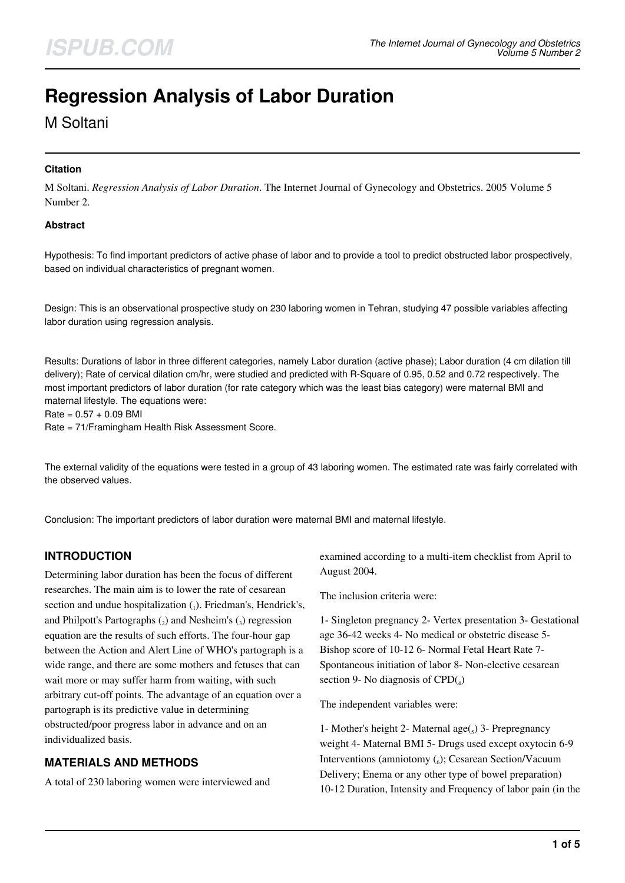# Regression Analysis of Labor Duration

M Soltani

### Citation

M Soltani. *Regression Analysis of Labor Duration*. The Internet Journal of Gynecology and Obstetrics. 2005 Volume 5 Number 2.

### Abstract

Hypothesis: To find important predictors of active phase of labor and to provide a tool to predict obstructed labor prospectively, based on individual characteristics of pregnant women.

Design: This is an observational prospective study on 230 laboring women in Tehran, studying 47 possible variables affecting labor duration using regression analysis.

Results: Durations of labor in three different categories, namely Labor duration (active phase); Labor duration (4 cm dilation till delivery); Rate of cervical dilation cm/hr, were studied and predicted with R-Square of 0.95, 0.52 and 0.72 respectively. The most important predictors of labor duration (for rate category which was the least bias category) were maternal BMI and maternal lifestyle. The equations were:
Rate = 0.57 + 0.09 BMI
Rate = 71/Framingham Health Risk Assessment Score.

The external validity of the equations were tested in a group of 43 laboring women. The estimated rate was fairly correlated with the observed values.

Conclusion: The important predictors of labor duration were maternal BMI and maternal lifestyle.

## INTRODUCTION

Determining labor duration has been the focus of different researches. The main aim is to lower the rate of cesarean section and undue hospitalization [1]. Friedman's, Hendrick's, and Philpott's Partographs [2] and Nesheim's [3] regression equation are the results of such efforts. The four-hour gap between the Action and Alert Line of WHO's partograph is a wide range, and there are some mothers and fetuses that can wait more or may suffer harm from waiting, with such arbitrary cut-off points. The advantage of an equation over a partograph is its predictive value in determining obstructed/poor progress labor in advance and on an individualized basis.

## MATERIALS AND METHODS

A total of 230 laboring women were interviewed and examined according to a multi-item checklist from April to August 2004.

The inclusion criteria were:

1- Singleton pregnancy 2- Vertex presentation 3- Gestational age 36-42 weeks 4- No medical or obstetric disease 5- Bishop score of 10-12 6- Normal Fetal Heart Rate 7- Spontaneous initiation of labor 8- Non-elective cesarean section 9- No diagnosis of CPD[4]

The independent variables were:

1- Mother's height 2- Maternal age[5] 3- Prepregnancy weight 4- Maternal BMI 5- Drugs used except oxytocin 6-9 Interventions (amniotomy [6]; Cesarean Section/Vacuum Delivery; Enema or any other type of bowel preparation) 10-12 Duration, Intensity and Frequency of labor pain (in the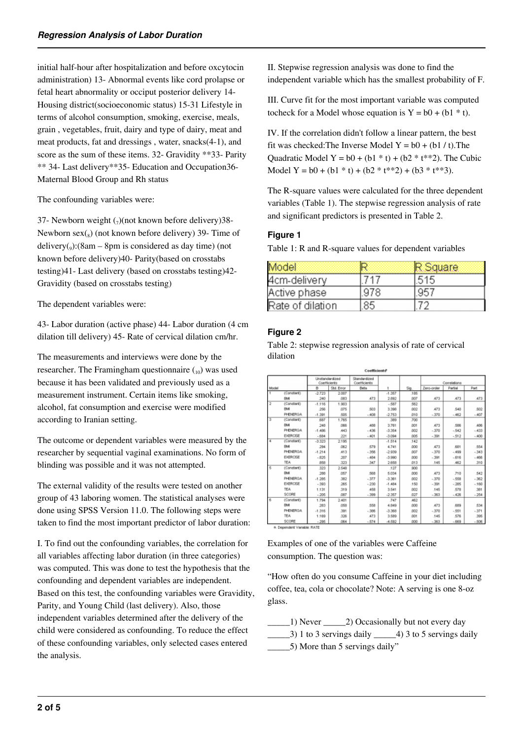initial half-hour after hospitalization and before oxcytocin administration) 13- Abnormal events like cord prolapse or fetal heart abnormality or occiput posterior delivery 14- Housing district(socioeconomic status) 15-31 Lifestyle in terms of alcohol consumption, smoking, exercise, meals, grain , vegetables, fruit, dairy and type of dairy, meat and meat products, fat and dressings , water, snacks(4-1), and score as the sum of these items. 32- Gravidity **33- Parity ** 34- Last delivery**35- Education and Occupation36- Maternal Blood Group and Rh status

The confounding variables were:

37- Newborn weight (7)(not known before delivery)38- Newborn sex(8) (not known before delivery) 39- Time of delivery(9):(8am – 8pm is considered as day time) (not known before delivery)40- Parity(based on crosstabs testing)41- Last delivery (based on crosstabs testing)42- Gravidity (based on crosstabs testing)

The dependent variables were:

43- Labor duration (active phase) 44- Labor duration (4 cm dilation till delivery) 45- Rate of cervical dilation cm/hr.

The measurements and interviews were done by the researcher. The Framingham questionnaire (10) was used because it has been validated and previously used as a measurement instrument. Certain items like smoking, alcohol, fat consumption and exercise were modified according to Iranian setting.

The outcome or dependent variables were measured by the researcher by sequential vaginal examinations. No form of blinding was possible and it was not attempted.

The external validity of the results were tested on another group of 43 laboring women. The statistical analyses were done using SPSS Version 11.0. The following steps were taken to find the most important predictor of labor duration:

I. To find out the confounding variables, the correlation for all variables affecting labor duration (in three categories) was computed. This was done to test the hypothesis that the confounding and dependent variables are independent. Based on this test, the confounding variables were Gravidity, Parity, and Young Child (last delivery). Also, those independent variables determined after the delivery of the child were considered as confounding. To reduce the effect of these confounding variables, only selected cases entered the analysis.

II. Stepwise regression analysis was done to find the independent variable which has the smallest probability of F.

III. Curve fit for the most important variable was computed tocheck for a Model whose equation is $Y = b0 + (b1 * t)$.

IV. If the correlation didn't follow a linear pattern, the best fit was checked:The Inverse Model $Y = b0 + (b1 / t)$.The Quadratic Model $Y = b0 + (b1 * t) + (b2 * t^{2})$. The Cubic Model $Y = b0 + (b1 * t) + (b2 * t^{2}) + (b3 * t^{3})$.

The R-square values were calculated for the three dependent variables (Table 1). The stepwise regression analysis of rate and significant predictors is presented in Table 2.

#### Figure 1

Table 1: R and R-square values for dependent variables

| Model | R | R Square |
|---|---|---|
| 4cm-delivery | .717 | .515 |
| Active phase | .978 | .957 |
| Rate of dilation | .85 | .72 |

#### Figure 2

Table 2: stepwise regression analysis of rate of cervical dilation

Coefficients[a]

| Model | | Unstandardized Coefficients | | Standardized Coefficients | | | Correlations | | |
|---|---|---|---|---|---|---|---|---|---|
| | | B | Std. Error | Beta | t | Sig. | Zero-order | Partial | Part |
| 1 | (Constant) | -2.723 | 2.007 | | -1.357 | .185 | | | |
| | BMI | .240 | .083 | .473 | 2.892 | .007 | .473 | .473 | .473 |
| 2 | (Constant) | -1.116 | 1.903 | | -.587 | .562 | | | |
| | BMI | .256 | .075 | .503 | 3.398 | .002 | .473 | .540 | .502 |
| | PHENERGA | -1.391 | .505 | -.408 | -2.753 | .010 | -.370 | -.462 | -.407 |
| 3 | (Constant) | .687 | 1.765 | | .389 | .700 | | | |
| | BMI | .248 | .066 | .488 | 3.761 | .001 | .473 | .586 | .486 |
| | PHENERGA | -1.486 | .443 | -.436 | -3.354 | .002 | -.370 | -.542 | -.433 |
| | EXERCISE | -.684 | .221 | -.401 | -3.094 | .005 | -.391 | -.512 | -.400 |
| 4 | (Constant) | -3.323 | 2.195 | | -1.514 | .142 | | | |
| | BMI | .294 | .062 | .579 | 4.741 | .000 | .473 | .681 | .554 |
| | PHENERGA | -1.214 | .413 | -.356 | -2.939 | .007 | -.370 | -.499 | -.343 |
| | EXERCISE | -.825 | .207 | -.484 | -3.990 | .000 | -.391 | -.616 | -.466 |
| | TEA | .858 | .323 | .347 | 2.658 | .013 | .145 | .462 | .310 |
| 5 | (Constant) | .323 | 2.548 | | .127 | .900 | | | |
| | BMI | .288 | .057 | .568 | 5.034 | .000 | .473 | .710 | .542 |
| | PHENERGA | -1.285 | .382 | -.377 | -3.361 | .002 | -.370 | -.559 | -.362 |
| | EXERCISE | -.393 | .265 | -.230 | -1.484 | .150 | -.391 | -.285 | -.160 |
| | TEA | 1.131 | .319 | .458 | 3.541 | .002 | .145 | .578 | .381 |
| | SCORE | -.205 | .087 | -.399 | -2.357 | .027 | -.363 | -.426 | -.254 |
| 6 | (Constant) | 1.794 | 2.401 | | .747 | .462 | | | |
| | BMI | .283 | .058 | .558 | 4.849 | .000 | .473 | .689 | .534 |
| | PHENERGA | -1.316 | .391 | -.386 | -3.368 | .002 | -.370 | -.551 | -.371 |
| | TEA | 1.169 | .326 | .473 | 3.589 | .001 | .145 | .576 | .395 |
| | SCORE | -.295 | .064 | -.574 | -4.592 | .000 | -.363 | -.669 | -.506 |

a. Dependent Variable: RATE

Examples of one of the variables were Caffeine consumption. The question was:

"How often do you consume Caffeine in your diet including coffee, tea, cola or chocolate? Note: A serving is one 8-oz glass.

_____1) Never _____2) Occasionally but not every day
_____3) 1 to 3 servings daily _____4) 3 to 5 servings daily
_____5) More than 5 servings daily"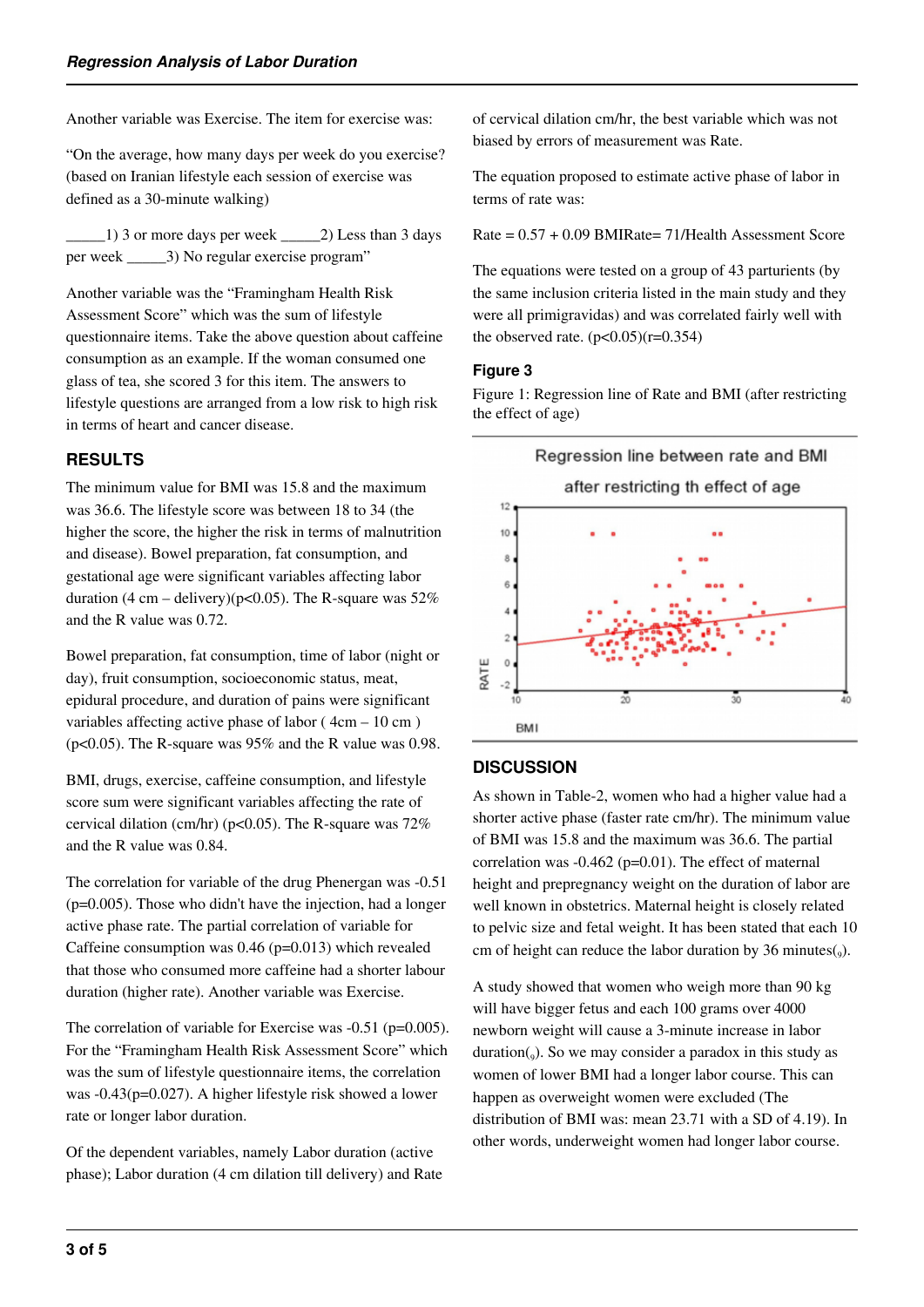Another variable was Exercise. The item for exercise was:

"On the average, how many days per week do you exercise? (based on Iranian lifestyle each session of exercise was defined as a 30-minute walking)

_____1) 3 or more days per week _____2) Less than 3 days per week _____3) No regular exercise program"

Another variable was the "Framingham Health Risk Assessment Score" which was the sum of lifestyle questionnaire items. Take the above question about caffeine consumption as an example. If the woman consumed one glass of tea, she scored 3 for this item. The answers to lifestyle questions are arranged from a low risk to high risk in terms of heart and cancer disease.

## RESULTS

The minimum value for BMI was 15.8 and the maximum was 36.6. The lifestyle score was between 18 to 34 (the higher the score, the higher the risk in terms of malnutrition and disease). Bowel preparation, fat consumption, and gestational age were significant variables affecting labor duration (4 cm – delivery)($p<0.05$). The R-square was 52% and the R value was 0.72.

Bowel preparation, fat consumption, time of labor (night or day), fruit consumption, socioeconomic status, meat, epidural procedure, and duration of pains were significant variables affecting active phase of labor ( 4cm – 10 cm ) ($p<0.05$). The R-square was 95% and the R value was 0.98.

BMI, drugs, exercise, caffeine consumption, and lifestyle score sum were significant variables affecting the rate of cervical dilation (cm/hr) ($p<0.05$). The R-square was 72% and the R value was 0.84.

The correlation for variable of the drug Phenergan was -0.51 ($p=0.005$). Those who didn't have the injection, had a longer active phase rate. The partial correlation of variable for Caffeine consumption was 0.46 ($p=0.013$) which revealed that those who consumed more caffeine had a shorter labour duration (higher rate). Another variable was Exercise.

The correlation of variable for Exercise was -0.51 ($p=0.005$). For the "Framingham Health Risk Assessment Score" which was the sum of lifestyle questionnaire items, the correlation was -0.43($p=0.027$). A higher lifestyle risk showed a lower rate or longer labor duration.

Of the dependent variables, namely Labor duration (active phase); Labor duration (4 cm dilation till delivery) and Rate of cervical dilation cm/hr, the best variable which was not biased by errors of measurement was Rate.

The equation proposed to estimate active phase of labor in terms of rate was:

Rate = 0.57 + 0.09 BMIRate= 71/Health Assessment Score

The equations were tested on a group of 43 parturients (by the same inclusion criteria listed in the main study and they were all primigravidas) and was correlated fairly well with the observed rate. ($p<0.05$)($r=0.354$)

### Figure 3

Figure 1: Regression line of Rate and BMI (after restricting the effect of age)

## DISCUSSION

As shown in Table-2, women who had a higher value had a shorter active phase (faster rate cm/hr). The minimum value of BMI was 15.8 and the maximum was 36.6. The partial correlation was -0.462 ($p=0.01$). The effect of maternal height and prepregnancy weight on the duration of labor are well known in obstetrics. Maternal height is closely related to pelvic size and fetal weight. It has been stated that each 10 cm of height can reduce the labor duration by 36 minutes([9]).

A study showed that women who weigh more than 90 kg will have bigger fetus and each 100 grams over 4000 newborn weight will cause a 3-minute increase in labor duration([9]). So we may consider a paradox in this study as women of lower BMI had a longer labor course. This can happen as overweight women were excluded (The distribution of BMI was: mean 23.71 with a SD of 4.19). In other words, underweight women had longer labor course.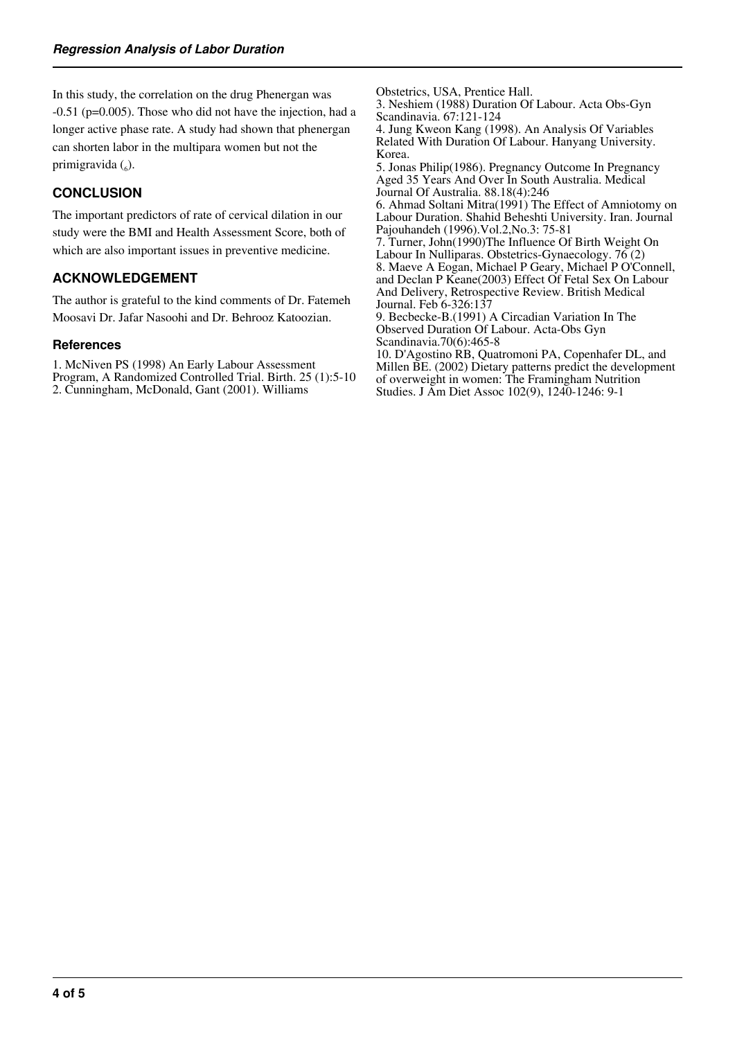In this study, the correlation on the drug Phenergan was -0.51 (p=0.005). Those who did not have the injection, had a longer active phase rate. A study had shown that phenergan can shorten labor in the multipara women but not the primigravida ([6]).

## CONCLUSION

The important predictors of rate of cervical dilation in our study were the BMI and Health Assessment Score, both of which are also important issues in preventive medicine.

## ACKNOWLEDGEMENT

The author is grateful to the kind comments of Dr. Fatemeh Moosavi Dr. Jafar Nasoohi and Dr. Behrooz Katoozian.

### References

1. McNiven PS (1998) An Early Labour Assessment Program, A Randomized Controlled Trial. Birth. 25 (1):5-10
2. Cunningham, McDonald, Gant (2001). Williams Obstetrics, USA, Prentice Hall.
3. Neshiem (1988) Duration Of Labour. Acta Obs-Gyn Scandinavia. 67:121-124
4. Jung Kweon Kang (1998). An Analysis Of Variables Related With Duration Of Labour. Hanyang University. Korea.
5. Jonas Philip(1986). Pregnancy Outcome In Pregnancy Aged 35 Years And Over In South Australia. Medical Journal Of Australia. 88.18(4):246
6. Ahmad Soltani Mitra(1991) The Effect of Amniotomy on Labour Duration. Shahid Beheshti University. Iran. Journal Pajouhandeh (1996).Vol.2,No.3: 75-81
7. Turner, John(1990)The Influence Of Birth Weight On Labour In Nulliparas. Obstetrics-Gynaecology. 76 (2)
8. Maeve A Eogan, Michael P Geary, Michael P O'Connell, and Declan P Keane(2003) Effect Of Fetal Sex On Labour And Delivery, Retrospective Review. British Medical Journal. Feb 6-326:137
9. Becbecke-B.(1991) A Circadian Variation In The Observed Duration Of Labour. Acta-Obs Gyn Scandinavia.70(6):465-8
10. D'Agostino RB, Quatromoni PA, Copenhafer DL, and Millen BE. (2002) Dietary patterns predict the development of overweight in women: The Framingham Nutrition Studies. J Am Diet Assoc 102(9), 1240-1246: 9-1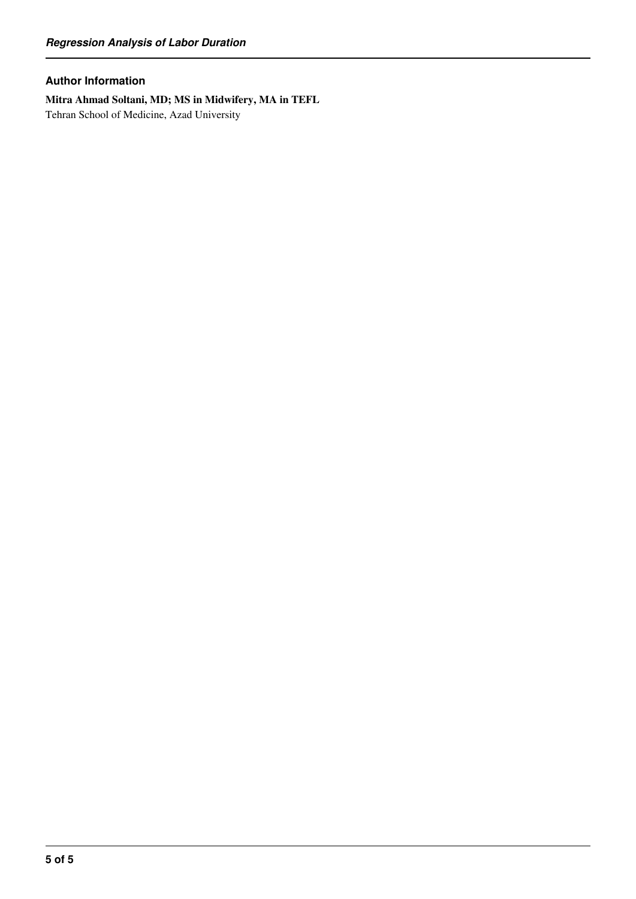## Author Information

**Mitra Ahmad Soltani, MD; MS in Midwifery, MA in TEFL**

Tehran School of Medicine, Azad University